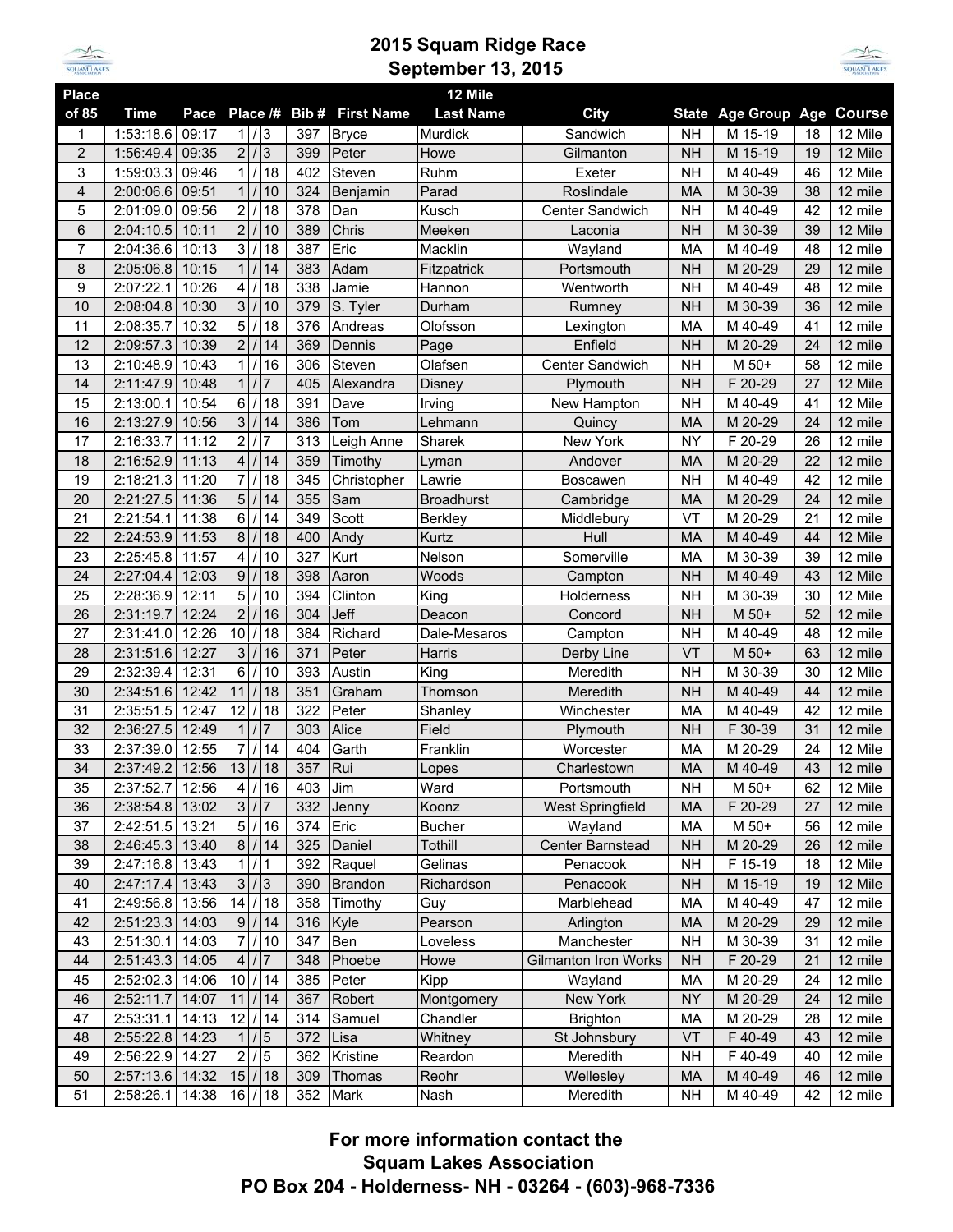# 2015 Squam Ridge Race

## September 13, 2015

| Place of 85 | Time | Pace | Place /# | Bib # | First Name | Last Name | City | State | Age Group | Age | Course |
|---|---|---|---|---|---|---|---|---|---|---|---|
| | | | | | | 12 Mile | | | | | |
| 1 | 1:53:18.6 | 09:17 | 1 / 3 | 397 | Bryce | Murdick | Sandwich | NH | M 15-19 | 18 | 12 Mile |
| 2 | 1:56:49.4 | 09:35 | 2 / 3 | 399 | Peter | Howe | Gilmanton | NH | M 15-19 | 19 | 12 Mile |
| 3 | 1:59:03.3 | 09:46 | 1 / 18 | 402 | Steven | Ruhm | Exeter | NH | M 40-49 | 46 | 12 Mile |
| 4 | 2:00:06.6 | 09:51 | 1 / 10 | 324 | Benjamin | Parad | Roslindale | MA | M 30-39 | 38 | 12 mile |
| 5 | 2:01:09.0 | 09:56 | 2 / 18 | 378 | Dan | Kusch | Center Sandwich | NH | M 40-49 | 42 | 12 mile |
| 6 | 2:04:10.5 | 10:11 | 2 / 10 | 389 | Chris | Meeken | Laconia | NH | M 30-39 | 39 | 12 Mile |
| 7 | 2:04:36.6 | 10:13 | 3 / 18 | 387 | Eric | Macklin | Wayland | MA | M 40-49 | 48 | 12 mile |
| 8 | 2:05:06.8 | 10:15 | 1 / 14 | 383 | Adam | Fitzpatrick | Portsmouth | NH | M 20-29 | 29 | 12 mile |
| 9 | 2:07:22.1 | 10:26 | 4 / 18 | 338 | Jamie | Hannon | Wentworth | NH | M 40-49 | 48 | 12 mile |
| 10 | 2:08:04.8 | 10:30 | 3 / 10 | 379 | S. Tyler | Durham | Rumney | NH | M 30-39 | 36 | 12 mile |
| 11 | 2:08:35.7 | 10:32 | 5 / 18 | 376 | Andreas | Olofsson | Lexington | MA | M 40-49 | 41 | 12 mile |
| 12 | 2:09:57.3 | 10:39 | 2 / 14 | 369 | Dennis | Page | Enfield | NH | M 20-29 | 24 | 12 mile |
| 13 | 2:10:48.9 | 10:43 | 1 / 16 | 306 | Steven | Olafsen | Center Sandwich | NH | M 50+ | 58 | 12 mile |
| 14 | 2:11:47.9 | 10:48 | 1 / 7 | 405 | Alexandra | Disney | Plymouth | NH | F 20-29 | 27 | 12 Mile |
| 15 | 2:13:00.1 | 10:54 | 6 / 18 | 391 | Dave | Irving | New Hampton | NH | M 40-49 | 41 | 12 Mile |
| 16 | 2:13:27.9 | 10:56 | 3 / 14 | 386 | Tom | Lehmann | Quincy | MA | M 20-29 | 24 | 12 mile |
| 17 | 2:16:33.7 | 11:12 | 2 / 7 | 313 | Leigh Anne | Sharek | New York | NY | F 20-29 | 26 | 12 mile |
| 18 | 2:16:52.9 | 11:13 | 4 / 14 | 359 | Timothy | Lyman | Andover | MA | M 20-29 | 22 | 12 mile |
| 19 | 2:18:21.3 | 11:20 | 7 / 18 | 345 | Christopher | Lawrie | Boscawen | NH | M 40-49 | 42 | 12 mile |
| 20 | 2:21:27.5 | 11:36 | 5 / 14 | 355 | Sam | Broadhurst | Cambridge | MA | M 20-29 | 24 | 12 mile |
| 21 | 2:21:54.1 | 11:38 | 6 / 14 | 349 | Scott | Berkley | Middlebury | VT | M 20-29 | 21 | 12 mile |
| 22 | 2:24:53.9 | 11:53 | 8 / 18 | 400 | Andy | Kurtz | Hull | MA | M 40-49 | 44 | 12 Mile |
| 23 | 2:25:45.8 | 11:57 | 4 / 10 | 327 | Kurt | Nelson | Somerville | MA | M 30-39 | 39 | 12 mile |
| 24 | 2:27:04.4 | 12:03 | 9 / 18 | 398 | Aaron | Woods | Campton | NH | M 40-49 | 43 | 12 Mile |
| 25 | 2:28:36.9 | 12:11 | 5 / 10 | 394 | Clinton | King | Holderness | NH | M 30-39 | 30 | 12 Mile |
| 26 | 2:31:19.7 | 12:24 | 2 / 16 | 304 | Jeff | Deacon | Concord | NH | M 50+ | 52 | 12 mile |
| 27 | 2:31:41.0 | 12:26 | 10 / 18 | 384 | Richard | Dale-Mesaros | Campton | NH | M 40-49 | 48 | 12 mile |
| 28 | 2:31:51.6 | 12:27 | 3 / 16 | 371 | Peter | Harris | Derby Line | VT | M 50+ | 63 | 12 mile |
| 29 | 2:32:39.4 | 12:31 | 6 / 10 | 393 | Austin | King | Meredith | NH | M 30-39 | 30 | 12 Mile |
| 30 | 2:34:51.6 | 12:42 | 11 / 18 | 351 | Graham | Thomson | Meredith | NH | M 40-49 | 44 | 12 mile |
| 31 | 2:35:51.5 | 12:47 | 12 / 18 | 322 | Peter | Shanley | Winchester | MA | M 40-49 | 42 | 12 mile |
| 32 | 2:36:27.5 | 12:49 | 1 / 7 | 303 | Alice | Field | Plymouth | NH | F 30-39 | 31 | 12 mile |
| 33 | 2:37:39.0 | 12:55 | 7 / 14 | 404 | Garth | Franklin | Worcester | MA | M 20-29 | 24 | 12 Mile |
| 34 | 2:37:49.2 | 12:56 | 13 / 18 | 357 | Rui | Lopes | Charlestown | MA | M 40-49 | 43 | 12 mile |
| 35 | 2:37:52.7 | 12:56 | 4 / 16 | 403 | Jim | Ward | Portsmouth | NH | M 50+ | 62 | 12 Mile |
| 36 | 2:38:54.8 | 13:02 | 3 / 7 | 332 | Jenny | Koonz | West Springfield | MA | F 20-29 | 27 | 12 mile |
| 37 | 2:42:51.5 | 13:21 | 5 / 16 | 374 | Eric | Bucher | Wayland | MA | M 50+ | 56 | 12 mile |
| 38 | 2:46:45.3 | 13:40 | 8 / 14 | 325 | Daniel | Tothill | Center Barnstead | NH | M 20-29 | 26 | 12 mile |
| 39 | 2:47:16.8 | 13:43 | 1 / 1 | 392 | Raquel | Gelinas | Penacook | NH | F 15-19 | 18 | 12 Mile |
| 40 | 2:47:17.4 | 13:43 | 3 / 3 | 390 | Brandon | Richardson | Penacook | NH | M 15-19 | 19 | 12 Mile |
| 41 | 2:49:56.8 | 13:56 | 14 / 18 | 358 | Timothy | Guy | Marblehead | MA | M 40-49 | 47 | 12 mile |
| 42 | 2:51:23.3 | 14:03 | 9 / 14 | 316 | Kyle | Pearson | Arlington | MA | M 20-29 | 29 | 12 mile |
| 43 | 2:51:30.1 | 14:03 | 7 / 10 | 347 | Ben | Loveless | Manchester | NH | M 30-39 | 31 | 12 mile |
| 44 | 2:51:43.3 | 14:05 | 4 / 7 | 348 | Phoebe | Howe | Gilmanton Iron Works | NH | F 20-29 | 21 | 12 mile |
| 45 | 2:52:02.3 | 14:06 | 10 / 14 | 385 | Peter | Kipp | Wayland | MA | M 20-29 | 24 | 12 mile |
| 46 | 2:52:11.7 | 14:07 | 11 / 14 | 367 | Robert | Montgomery | New York | NY | M 20-29 | 24 | 12 mile |
| 47 | 2:53:31.1 | 14:13 | 12 / 14 | 314 | Samuel | Chandler | Brighton | MA | M 20-29 | 28 | 12 mile |
| 48 | 2:55:22.8 | 14:23 | 1 / 5 | 372 | Lisa | Whitney | St Johnsbury | VT | F 40-49 | 43 | 12 mile |
| 49 | 2:56:22.9 | 14:27 | 2 / 5 | 362 | Kristine | Reardon | Meredith | NH | F 40-49 | 40 | 12 mile |
| 50 | 2:57:13.6 | 14:32 | 15 / 18 | 309 | Thomas | Reohr | Wellesley | MA | M 40-49 | 46 | 12 mile |
| 51 | 2:58:26.1 | 14:38 | 16 / 18 | 352 | Mark | Nash | Meredith | NH | M 40-49 | 42 | 12 mile |

**For more information contact the**
**Squam Lakes Association**
**PO Box 204 - Holderness- NH - 03264 - (603)-968-7336**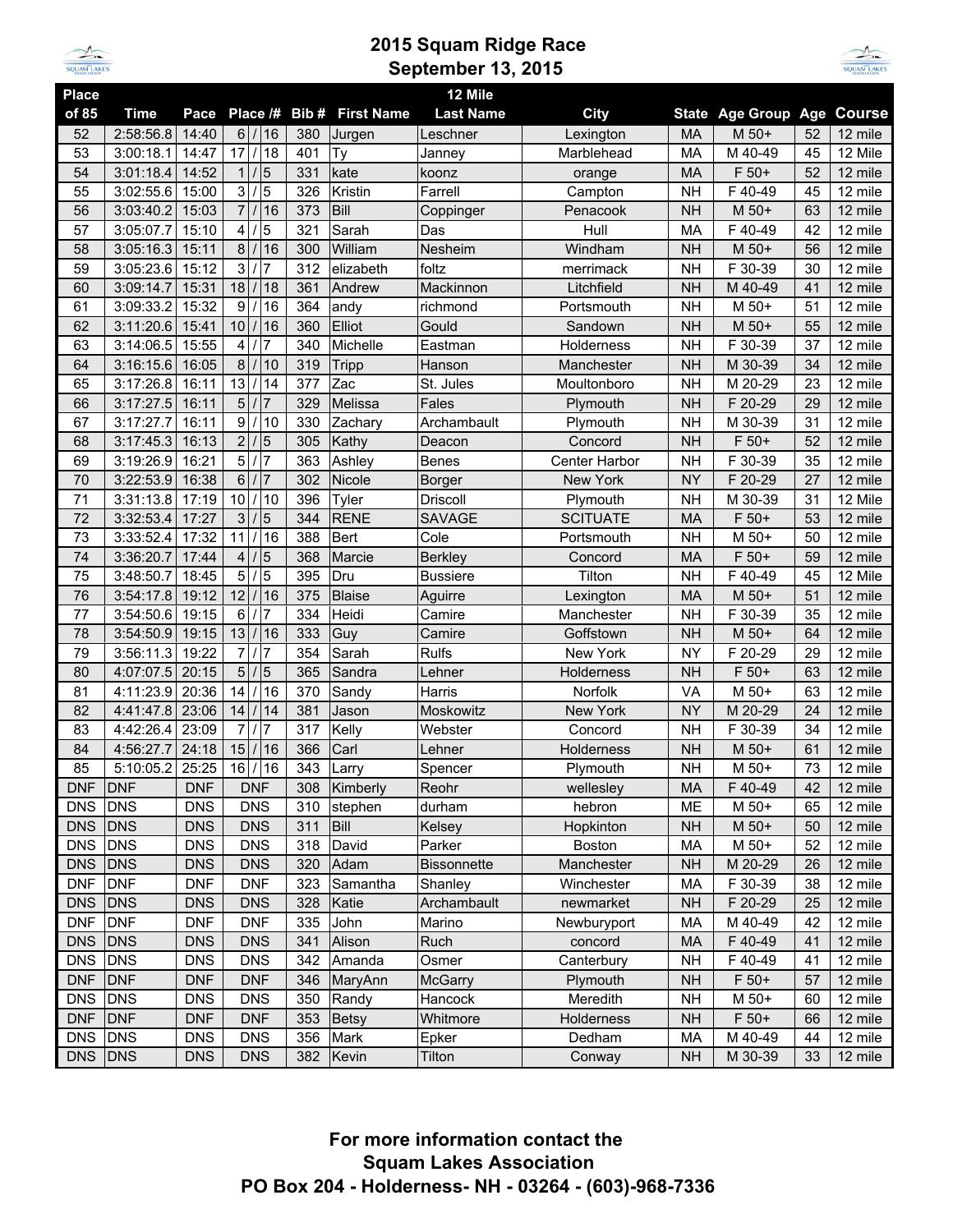# 2015 Squam Ridge Race
## September 13, 2015

| Place of 85 | Time | Pace | Place /# | Bib # | First Name | 12 Mile Last Name | City | State | Age Group | Age | Course |
|---|---|---|---|---|---|---|---|---|---|---|---|
| 52 | 2:58:56.8 | 14:40 | 6 / 16 | 380 | Jurgen | Leschner | Lexington | MA | M 50+ | 52 | 12 mile |
| 53 | 3:00:18.1 | 14:47 | 17 / 18 | 401 | Ty | Janney | Marblehead | MA | M 40-49 | 45 | 12 Mile |
| 54 | 3:01:18.4 | 14:52 | 1 / 5 | 331 | kate | koonz | orange | MA | F 50+ | 52 | 12 mile |
| 55 | 3:02:55.6 | 15:00 | 3 / 5 | 326 | Kristin | Farrell | Campton | NH | F 40-49 | 45 | 12 mile |
| 56 | 3:03:40.2 | 15:03 | 7 / 16 | 373 | Bill | Coppinger | Penacook | NH | M 50+ | 63 | 12 mile |
| 57 | 3:05:07.7 | 15:10 | 4 / 5 | 321 | Sarah | Das | Hull | MA | F 40-49 | 42 | 12 mile |
| 58 | 3:05:16.3 | 15:11 | 8 / 16 | 300 | William | Nesheim | Windham | NH | M 50+ | 56 | 12 mile |
| 59 | 3:05:23.6 | 15:12 | 3 / 7 | 312 | elizabeth | foltz | merrimack | NH | F 30-39 | 30 | 12 mile |
| 60 | 3:09:14.7 | 15:31 | 18 / 18 | 361 | Andrew | Mackinnon | Litchfield | NH | M 40-49 | 41 | 12 mile |
| 61 | 3:09:33.2 | 15:32 | 9 / 16 | 364 | andy | richmond | Portsmouth | NH | M 50+ | 51 | 12 mile |
| 62 | 3:11:20.6 | 15:41 | 10 / 16 | 360 | Elliot | Gould | Sandown | NH | M 50+ | 55 | 12 mile |
| 63 | 3:14:06.5 | 15:55 | 4 / 7 | 340 | Michelle | Eastman | Holderness | NH | F 30-39 | 37 | 12 mile |
| 64 | 3:16:15.6 | 16:05 | 8 / 10 | 319 | Tripp | Hanson | Manchester | NH | M 30-39 | 34 | 12 mile |
| 65 | 3:17:26.8 | 16:11 | 13 / 14 | 377 | Zac | St. Jules | Moultonboro | NH | M 20-29 | 23 | 12 mile |
| 66 | 3:17:27.5 | 16:11 | 5 / 7 | 329 | Melissa | Fales | Plymouth | NH | F 20-29 | 29 | 12 mile |
| 67 | 3:17:27.7 | 16:11 | 9 / 10 | 330 | Zachary | Archambault | Plymouth | NH | M 30-39 | 31 | 12 mile |
| 68 | 3:17:45.3 | 16:13 | 2 / 5 | 305 | Kathy | Deacon | Concord | NH | F 50+ | 52 | 12 mile |
| 69 | 3:19:26.9 | 16:21 | 5 / 7 | 363 | Ashley | Benes | Center Harbor | NH | F 30-39 | 35 | 12 mile |
| 70 | 3:22:53.9 | 16:38 | 6 / 7 | 302 | Nicole | Borger | New York | NY | F 20-29 | 27 | 12 mile |
| 71 | 3:31:13.8 | 17:19 | 10 / 10 | 396 | Tyler | Driscoll | Plymouth | NH | M 30-39 | 31 | 12 Mile |
| 72 | 3:32:53.4 | 17:27 | 3 / 5 | 344 | RENE | SAVAGE | SCITUATE | MA | F 50+ | 53 | 12 mile |
| 73 | 3:33:52.4 | 17:32 | 11 / 16 | 388 | Bert | Cole | Portsmouth | NH | M 50+ | 50 | 12 mile |
| 74 | 3:36:20.7 | 17:44 | 4 / 5 | 368 | Marcie | Berkley | Concord | MA | F 50+ | 59 | 12 mile |
| 75 | 3:48:50.7 | 18:45 | 5 / 5 | 395 | Dru | Bussiere | Tilton | NH | F 40-49 | 45 | 12 Mile |
| 76 | 3:54:17.8 | 19:12 | 12 / 16 | 375 | Blaise | Aguirre | Lexington | MA | M 50+ | 51 | 12 mile |
| 77 | 3:54:50.6 | 19:15 | 6 / 7 | 334 | Heidi | Camire | Manchester | NH | F 30-39 | 35 | 12 mile |
| 78 | 3:54:50.9 | 19:15 | 13 / 16 | 333 | Guy | Camire | Goffstown | NH | M 50+ | 64 | 12 mile |
| 79 | 3:56:11.3 | 19:22 | 7 / 7 | 354 | Sarah | Rulfs | New York | NY | F 20-29 | 29 | 12 mile |
| 80 | 4:07:07.5 | 20:15 | 5 / 5 | 365 | Sandra | Lehner | Holderness | NH | F 50+ | 63 | 12 mile |
| 81 | 4:11:23.9 | 20:36 | 14 / 16 | 370 | Sandy | Harris | Norfolk | VA | M 50+ | 63 | 12 mile |
| 82 | 4:41:47.8 | 23:06 | 14 / 14 | 381 | Jason | Moskowitz | New York | NY | M 20-29 | 24 | 12 mile |
| 83 | 4:42:26.4 | 23:09 | 7 / 7 | 317 | Kelly | Webster | Concord | NH | F 30-39 | 34 | 12 mile |
| 84 | 4:56:27.7 | 24:18 | 15 / 16 | 366 | Carl | Lehner | Holderness | NH | M 50+ | 61 | 12 mile |
| 85 | 5:10:05.2 | 25:25 | 16 / 16 | 343 | Larry | Spencer | Plymouth | NH | M 50+ | 73 | 12 mile |
| DNF | DNF | DNF | DNF | 308 | Kimberly | Reohr | wellesley | MA | F 40-49 | 42 | 12 mile |
| DNS | DNS | DNS | DNS | 310 | stephen | durham | hebron | ME | M 50+ | 65 | 12 mile |
| DNS | DNS | DNS | DNS | 311 | Bill | Kelsey | Hopkinton | NH | M 50+ | 50 | 12 mile |
| DNS | DNS | DNS | DNS | 318 | David | Parker | Boston | MA | M 50+ | 52 | 12 mile |
| DNS | DNS | DNS | DNS | 320 | Adam | Bissonnette | Manchester | NH | M 20-29 | 26 | 12 mile |
| DNF | DNF | DNF | DNF | 323 | Samantha | Shanley | Winchester | MA | F 30-39 | 38 | 12 mile |
| DNS | DNS | DNS | DNS | 328 | Katie | Archambault | newmarket | NH | F 20-29 | 25 | 12 mile |
| DNF | DNF | DNF | DNF | 335 | John | Marino | Newburyport | MA | M 40-49 | 42 | 12 mile |
| DNS | DNS | DNS | DNS | 341 | Alison | Ruch | concord | MA | F 40-49 | 41 | 12 mile |
| DNS | DNS | DNS | DNS | 342 | Amanda | Osmer | Canterbury | NH | F 40-49 | 41 | 12 mile |
| DNF | DNF | DNF | DNF | 346 | MaryAnn | McGarry | Plymouth | NH | F 50+ | 57 | 12 mile |
| DNS | DNS | DNS | DNS | 350 | Randy | Hancock | Meredith | NH | M 50+ | 60 | 12 mile |
| DNF | DNF | DNF | DNF | 353 | Betsy | Whitmore | Holderness | NH | F 50+ | 66 | 12 mile |
| DNS | DNS | DNS | DNS | 356 | Mark | Epker | Dedham | MA | M 40-49 | 44 | 12 mile |
| DNS | DNS | DNS | DNS | 382 | Kevin | Tilton | Conway | NH | M 30-39 | 33 | 12 mile |

**For more information contact the**
**Squam Lakes Association**
**PO Box 204 - Holderness- NH - 03264 - (603)-968-7336**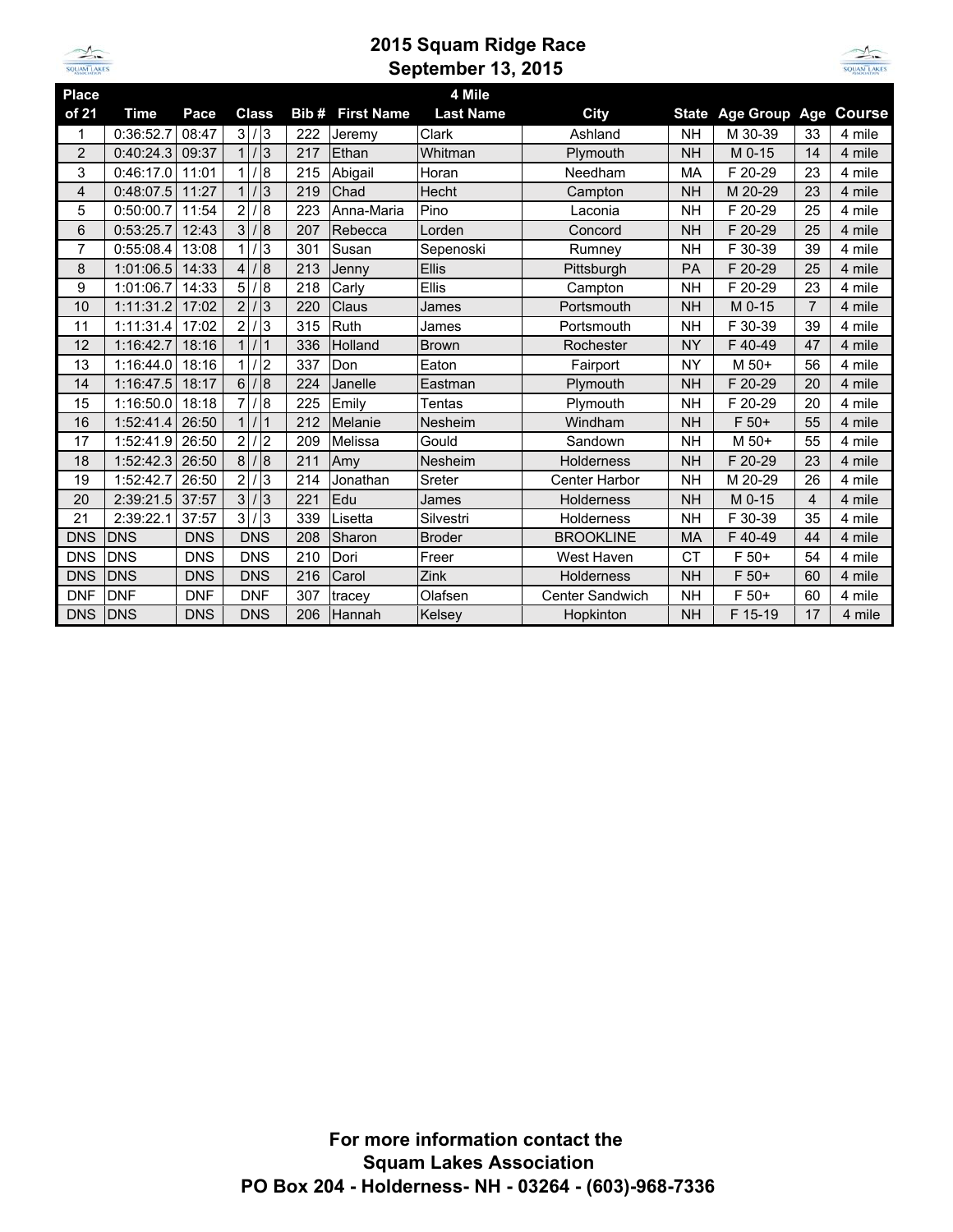# 2015 Squam Ridge Race
## September 13, 2015

| Place of 21 | Time | Pace | Class | Bib # | First Name | Last Name | City | State | Age Group | Age | Course |
|---|---|---|---|---|---|---|---|---|---|---|---|
| | | | | | | 4 Mile | | | | | |
| 1 | 0:36:52.7 | 08:47 | 3 / 3 | 222 | Jeremy | Clark | Ashland | NH | M 30-39 | 33 | 4 mile |
| 2 | 0:40:24.3 | 09:37 | 1 / 3 | 217 | Ethan | Whitman | Plymouth | NH | M 0-15 | 14 | 4 mile |
| 3 | 0:46:17.0 | 11:01 | 1 / 8 | 215 | Abigail | Horan | Needham | MA | F 20-29 | 23 | 4 mile |
| 4 | 0:48:07.5 | 11:27 | 1 / 3 | 219 | Chad | Hecht | Campton | NH | M 20-29 | 23 | 4 mile |
| 5 | 0:50:00.7 | 11:54 | 2 / 8 | 223 | Anna-Maria | Pino | Laconia | NH | F 20-29 | 25 | 4 mile |
| 6 | 0:53:25.7 | 12:43 | 3 / 8 | 207 | Rebecca | Lorden | Concord | NH | F 20-29 | 25 | 4 mile |
| 7 | 0:55:08.4 | 13:08 | 1 / 3 | 301 | Susan | Sepenoski | Rumney | NH | F 30-39 | 39 | 4 mile |
| 8 | 1:01:06.5 | 14:33 | 4 / 8 | 213 | Jenny | Ellis | Pittsburgh | PA | F 20-29 | 25 | 4 mile |
| 9 | 1:01:06.7 | 14:33 | 5 / 8 | 218 | Carly | Ellis | Campton | NH | F 20-29 | 23 | 4 mile |
| 10 | 1:11:31.2 | 17:02 | 2 / 3 | 220 | Claus | James | Portsmouth | NH | M 0-15 | 7 | 4 mile |
| 11 | 1:11:31.4 | 17:02 | 2 / 3 | 315 | Ruth | James | Portsmouth | NH | F 30-39 | 39 | 4 mile |
| 12 | 1:16:42.7 | 18:16 | 1 / 1 | 336 | Holland | Brown | Rochester | NY | F 40-49 | 47 | 4 mile |
| 13 | 1:16:44.0 | 18:16 | 1 / 2 | 337 | Don | Eaton | Fairport | NY | M 50+ | 56 | 4 mile |
| 14 | 1:16:47.5 | 18:17 | 6 / 8 | 224 | Janelle | Eastman | Plymouth | NH | F 20-29 | 20 | 4 mile |
| 15 | 1:16:50.0 | 18:18 | 7 / 8 | 225 | Emily | Tentas | Plymouth | NH | F 20-29 | 20 | 4 mile |
| 16 | 1:52:41.4 | 26:50 | 1 / 1 | 212 | Melanie | Nesheim | Windham | NH | F 50+ | 55 | 4 mile |
| 17 | 1:52:41.9 | 26:50 | 2 / 2 | 209 | Melissa | Gould | Sandown | NH | M 50+ | 55 | 4 mile |
| 18 | 1:52:42.3 | 26:50 | 8 / 8 | 211 | Amy | Nesheim | Holderness | NH | F 20-29 | 23 | 4 mile |
| 19 | 1:52:42.7 | 26:50 | 2 / 3 | 214 | Jonathan | Sreter | Center Harbor | NH | M 20-29 | 26 | 4 mile |
| 20 | 2:39:21.5 | 37:57 | 3 / 3 | 221 | Edu | James | Holderness | NH | M 0-15 | 4 | 4 mile |
| 21 | 2:39:22.1 | 37:57 | 3 / 3 | 339 | Lisetta | Silvestri | Holderness | NH | F 30-39 | 35 | 4 mile |
| DNS | DNS | DNS | DNS | 208 | Sharon | Broder | BROOKLINE | MA | F 40-49 | 44 | 4 mile |
| DNS | DNS | DNS | DNS | 210 | Dori | Freer | West Haven | CT | F 50+ | 54 | 4 mile |
| DNS | DNS | DNS | DNS | 216 | Carol | Zink | Holderness | NH | F 50+ | 60 | 4 mile |
| DNF | DNF | DNF | DNF | 307 | tracey | Olafsen | Center Sandwich | NH | F 50+ | 60 | 4 mile |
| DNS | DNS | DNS | DNS | 206 | Hannah | Kelsey | Hopkinton | NH | F 15-19 | 17 | 4 mile |

**For more information contact the**
**Squam Lakes Association**
**PO Box 204 - Holderness- NH - 03264 - (603)-968-7336**